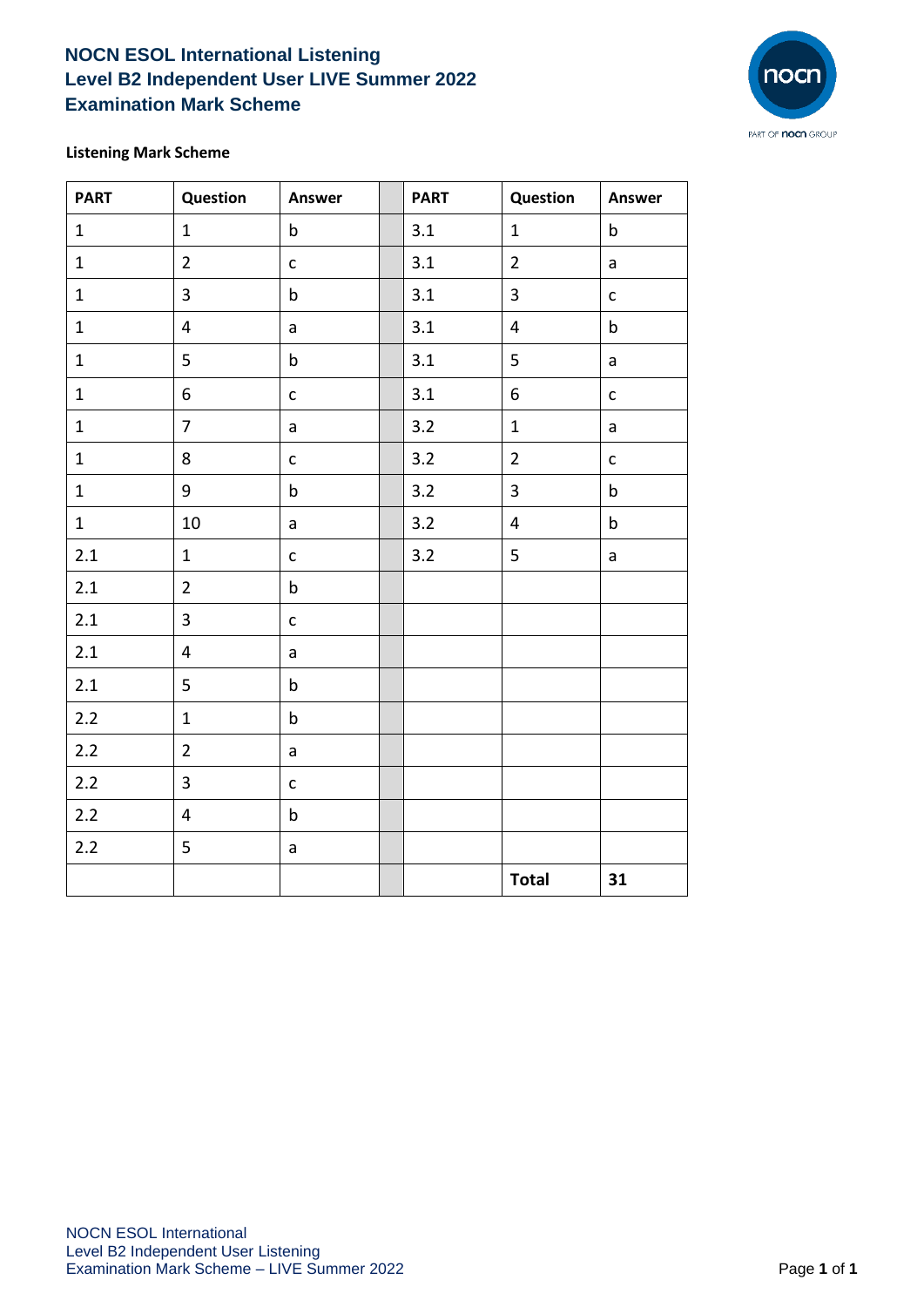# NOCN ESOL International Listening
# Level B2 Independent User LIVE Summer 2022
# Examination Mark Scheme

**Listening Mark Scheme**

| PART | Question | Answer | | PART | Question | Answer |
|---|---|---|---|---|---|---|
| 1 | 1 | b | | 3.1 | 1 | b |
| 1 | 2 | c | | 3.1 | 2 | a |
| 1 | 3 | b | | 3.1 | 3 | c |
| 1 | 4 | a | | 3.1 | 4 | b |
| 1 | 5 | b | | 3.1 | 5 | a |
| 1 | 6 | c | | 3.1 | 6 | c |
| 1 | 7 | a | | 3.2 | 1 | a |
| 1 | 8 | c | | 3.2 | 2 | c |
| 1 | 9 | b | | 3.2 | 3 | b |
| 1 | 10 | a | | 3.2 | 4 | b |
| 2.1 | 1 | c | | 3.2 | 5 | a |
| 2.1 | 2 | b | | | | |
| 2.1 | 3 | c | | | | |
| 2.1 | 4 | a | | | | |
| 2.1 | 5 | b | | | | |
| 2.2 | 1 | b | | | | |
| 2.2 | 2 | a | | | | |
| 2.2 | 3 | c | | | | |
| 2.2 | 4 | b | | | | |
| 2.2 | 5 | a | | | | |
| | | | | | **Total** | **31** |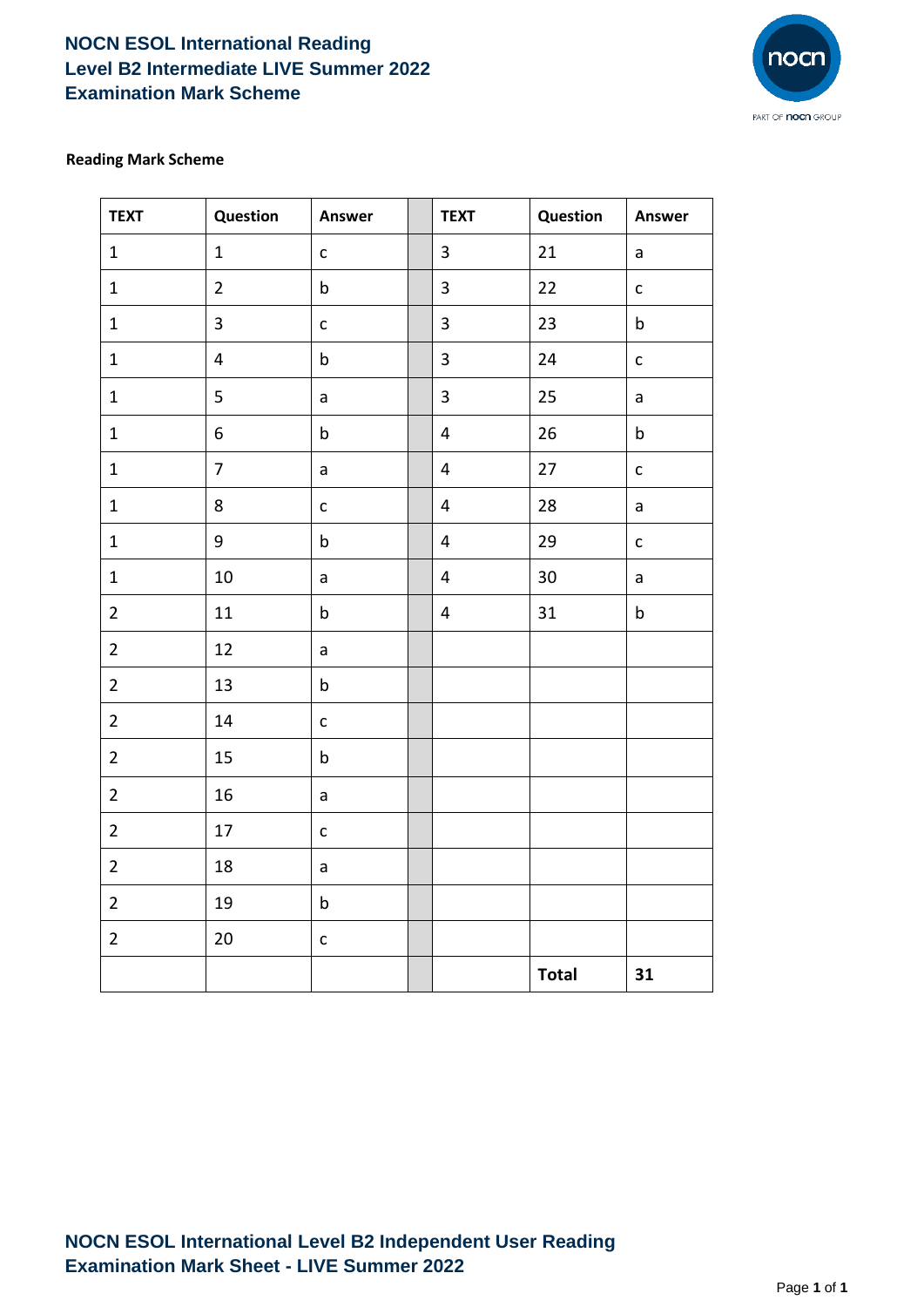# NOCN ESOL International Reading Level B2 Intermediate LIVE Summer 2022 Examination Mark Scheme

**Reading Mark Scheme**

| TEXT | Question | Answer | | TEXT | Question | Answer |
|---|---|---|---|---|---|---|
| 1 | 1 | c | | 3 | 21 | a |
| 1 | 2 | b | | 3 | 22 | c |
| 1 | 3 | c | | 3 | 23 | b |
| 1 | 4 | b | | 3 | 24 | c |
| 1 | 5 | a | | 3 | 25 | a |
| 1 | 6 | b | | 4 | 26 | b |
| 1 | 7 | a | | 4 | 27 | c |
| 1 | 8 | c | | 4 | 28 | a |
| 1 | 9 | b | | 4 | 29 | c |
| 1 | 10 | a | | 4 | 30 | a |
| 2 | 11 | b | | 4 | 31 | b |
| 2 | 12 | a | | | | |
| 2 | 13 | b | | | | |
| 2 | 14 | c | | | | |
| 2 | 15 | b | | | | |
| 2 | 16 | a | | | | |
| 2 | 17 | c | | | | |
| 2 | 18 | a | | | | |
| 2 | 19 | b | | | | |
| 2 | 20 | c | | | | |
| | | | | | **Total** | **31** |

**NOCN ESOL International Level B2 Independent User Reading Examination Mark Sheet - LIVE Summer 2022**